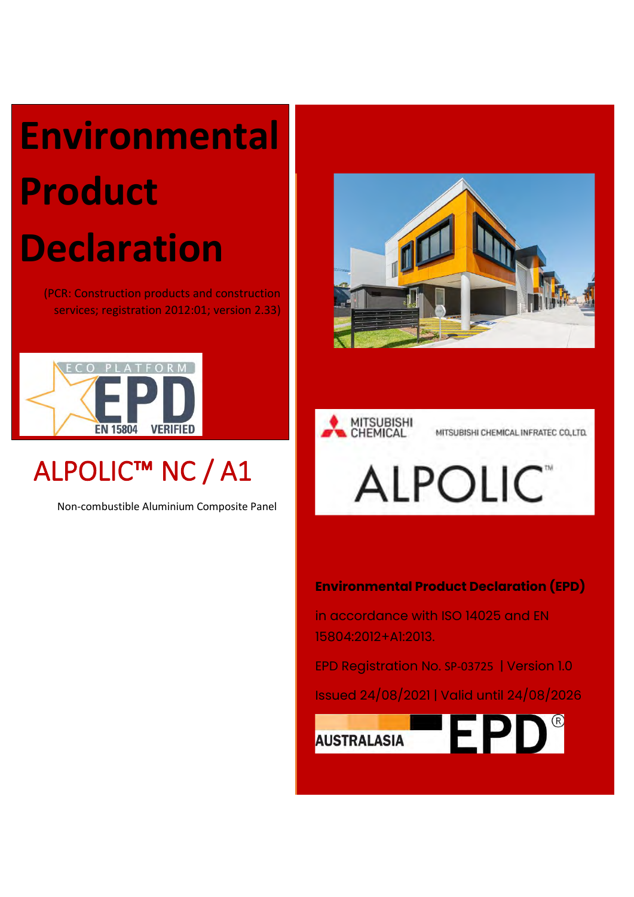# Environmental Product Declaration

(PCR: Construction products and construction services; registration 2012:01; version 2.33)

ECO PLATFORM EPD EN 15804 VERIFIED

## ALPOLIC™ NC / A1

Non-combustible Aluminium Composite Panel

MITSUBISHI CHEMICAL

MITSUBISHI CHEMICAL INFRATEC CO.,LTD.

ALPOLIC™

**Environmental Product Declaration (EPD)**

in accordance with ISO 14025 and EN 15804:2012+A1:2013.

EPD Registration No. SP-03725 | Version 1.0

Issued 24/08/2021 | Valid until 24/08/2026

AUSTRALASIA EPD®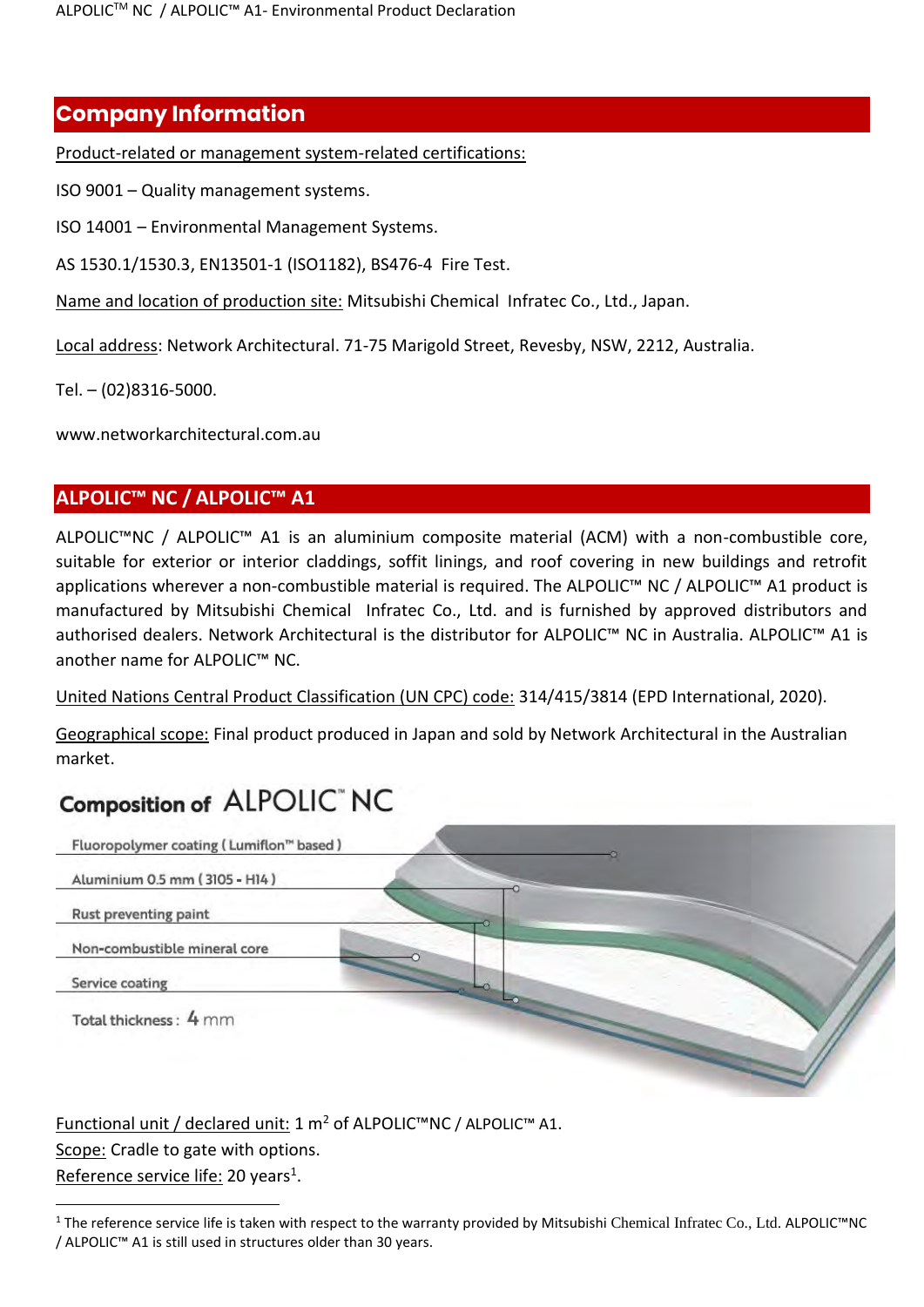## Company Information

Product-related or management system-related certifications:

ISO 9001 – Quality management systems.

ISO 14001 – Environmental Management Systems.

AS 1530.1/1530.3, EN13501-1 (ISO1182), BS476-4 Fire Test.

Name and location of production site: Mitsubishi Chemical Infratec Co., Ltd., Japan.

Local address: Network Architectural. 71-75 Marigold Street, Revesby, NSW, 2212, Australia.

Tel. – (02)8316-5000.

www.networkarchitectural.com.au

## ALPOLIC™ NC / ALPOLIC™ A1

ALPOLIC™NC / ALPOLIC™ A1 is an aluminium composite material (ACM) with a non-combustible core, suitable for exterior or interior claddings, soffit linings, and roof covering in new buildings and retrofit applications wherever a non-combustible material is required. The ALPOLIC™ NC / ALPOLIC™ A1 product is manufactured by Mitsubishi Chemical Infratec Co., Ltd. and is furnished by approved distributors and authorised dealers. Network Architectural is the distributor for ALPOLIC™ NC in Australia. ALPOLIC™ A1 is another name for ALPOLIC™ NC.

United Nations Central Product Classification (UN CPC) code: 314/415/3814 (EPD International, 2020).

Geographical scope: Final product produced in Japan and sold by Network Architectural in the Australian market.

**Composition of ALPOLIC™ NC**

- Fluoropolymer coating ( Lumiflon™ based )
- Aluminium 0.5 mm ( 3105 - H14 )
- Rust preventing paint
- Non-combustible mineral core
- Service coating

Total thickness : 4 mm

Functional unit / declared unit: 1 $m^2$ of ALPOLIC™NC / ALPOLIC™ A1.
Scope: Cradle to gate with options.
Reference service life: 20 years[1].

[1] The reference service life is taken with respect to the warranty provided by Mitsubishi Chemical Infratec Co., Ltd. ALPOLIC™NC / ALPOLIC™ A1 is still used in structures older than 30 years.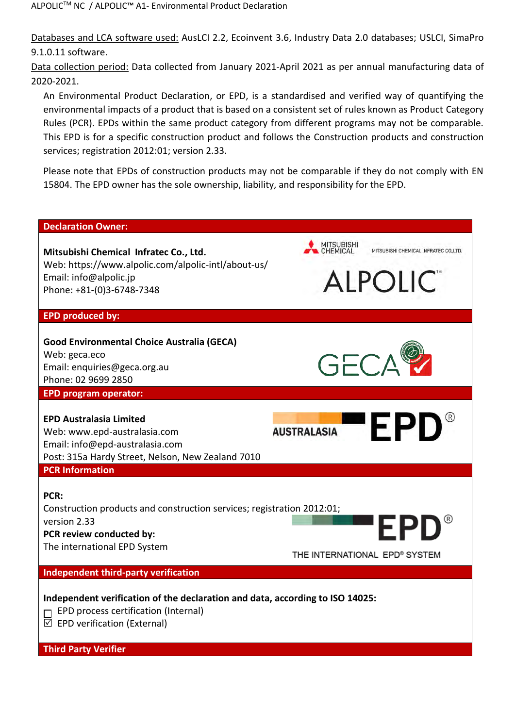Databases and LCA software used: AusLCI 2.2, Ecoinvent 3.6, Industry Data 2.0 databases; USLCI, SimaPro 9.1.0.11 software.

Data collection period: Data collected from January 2021-April 2021 as per annual manufacturing data of 2020-2021.

An Environmental Product Declaration, or EPD, is a standardised and verified way of quantifying the environmental impacts of a product that is based on a consistent set of rules known as Product Category Rules (PCR). EPDs within the same product category from different programs may not be comparable. This EPD is for a specific construction product and follows the Construction products and construction services; registration 2012:01; version 2.33.

Please note that EPDs of construction products may not be comparable if they do not comply with EN 15804. The EPD owner has the sole ownership, liability, and responsibility for the EPD.

## Declaration Owner:

**Mitsubishi Chemical Infratec Co., Ltd.**
Web: https://www.alpolic.com/alpolic-intl/about-us/
Email: info@alpolic.jp
Phone: +81-(0)3-6748-7348

## EPD produced by:

**Good Environmental Choice Australia (GECA)**
Web: geca.eco
Email: enquiries@geca.org.au
Phone: 02 9699 2850

## EPD program operator:

**EPD Australasia Limited**
Web: www.epd-australasia.com
Email: info@epd-australasia.com
Post: 315a Hardy Street, Nelson, New Zealand 7010

## PCR Information

**PCR:**
Construction products and construction services; registration 2012:01; version 2.33
**PCR review conducted by:**
The international EPD System

## Independent third-party verification

**Independent verification of the declaration and data, according to ISO 14025:**

- ☐ EPD process certification (Internal)
- ☑ EPD verification (External)

## Third Party Verifier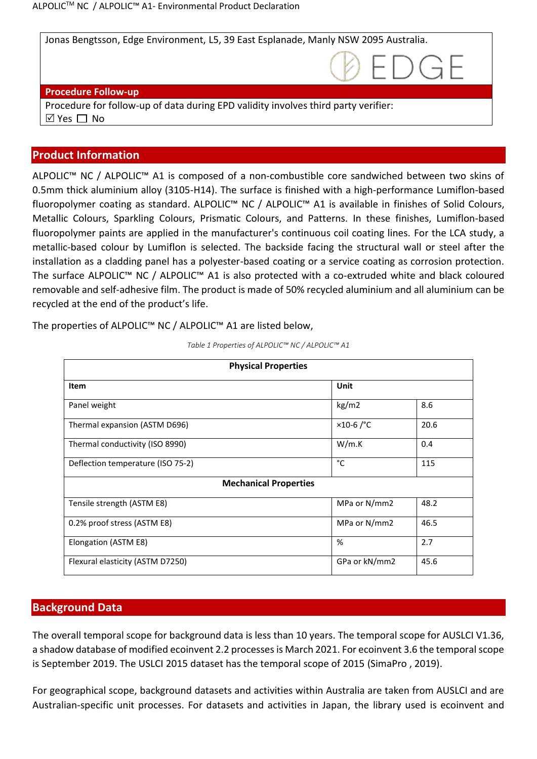Jonas Bengtsson, Edge Environment, L5, 39 East Esplanade, Manly NSW 2095 Australia.

EDGE

**Procedure Follow-up**

Procedure for follow-up of data during EPD validity involves third party verifier:
☑ Yes ☐ No

## Product Information

ALPOLIC™ NC / ALPOLIC™ A1 is composed of a non-combustible core sandwiched between two skins of 0.5mm thick aluminium alloy (3105-H14). The surface is finished with a high-performance Lumiflon-based fluoropolymer coating as standard. ALPOLIC™ NC / ALPOLIC™ A1 is available in finishes of Solid Colours, Metallic Colours, Sparkling Colours, Prismatic Colours, and Patterns. In these finishes, Lumiflon-based fluoropolymer paints are applied in the manufacturer's continuous coil coating lines. For the LCA study, a metallic-based colour by Lumiflon is selected. The backside facing the structural wall or steel after the installation as a cladding panel has a polyester-based coating or a service coating as corrosion protection. The surface ALPOLIC™ NC / ALPOLIC™ A1 is also protected with a co-extruded white and black coloured removable and self-adhesive film. The product is made of 50% recycled aluminium and all aluminium can be recycled at the end of the product's life.

The properties of ALPOLIC™ NC / ALPOLIC™ A1 are listed below,

*Table 1 Properties of ALPOLIC™ NC / ALPOLIC™ A1*

| **Physical Properties** | | |
|---|---|---|
| **Item** | **Unit** | |
| Panel weight | kg/m2 | 8.6 |
| Thermal expansion (ASTM D696) | ×10-6 /°C | 20.6 |
| Thermal conductivity (ISO 8990) | W/m.K | 0.4 |
| Deflection temperature (ISO 75-2) | °C | 115 |
| **Mechanical Properties** | | |
| Tensile strength (ASTM E8) | MPa or N/mm2 | 48.2 |
| 0.2% proof stress (ASTM E8) | MPa or N/mm2 | 46.5 |
| Elongation (ASTM E8) | % | 2.7 |
| Flexural elasticity (ASTM D7250) | GPa or kN/mm2 | 45.6 |

## Background Data

The overall temporal scope for background data is less than 10 years. The temporal scope for AUSLCI V1.36, a shadow database of modified ecoinvent 2.2 processes is March 2021. For ecoinvent 3.6 the temporal scope is September 2019. The USLCI 2015 dataset has the temporal scope of 2015 (SimaPro , 2019).

For geographical scope, background datasets and activities within Australia are taken from AUSLCI and are Australian-specific unit processes. For datasets and activities in Japan, the library used is ecoinvent and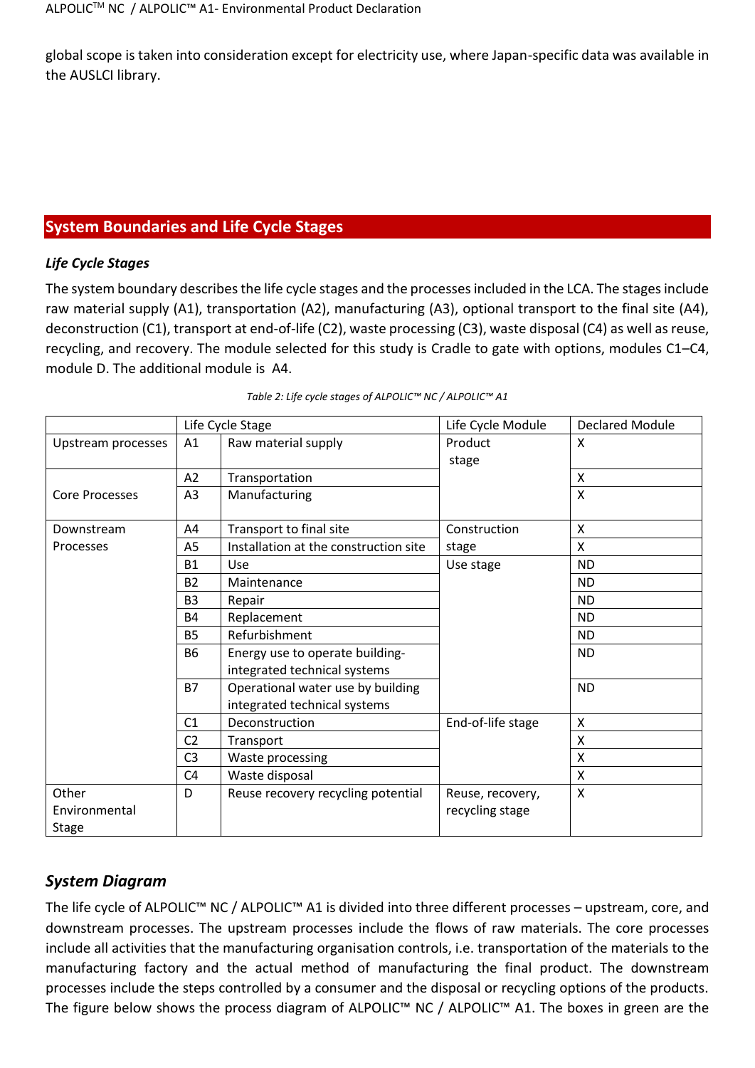global scope is taken into consideration except for electricity use, where Japan-specific data was available in the AUSLCI library.

## System Boundaries and Life Cycle Stages

### *Life Cycle Stages*

The system boundary describes the life cycle stages and the processes included in the LCA. The stages include raw material supply (A1), transportation (A2), manufacturing (A3), optional transport to the final site (A4), deconstruction (C1), transport at end-of-life (C2), waste processing (C3), waste disposal (C4) as well as reuse, recycling, and recovery. The module selected for this study is Cradle to gate with options, modules C1–C4, module D. The additional module is A4.

*Table 2: Life cycle stages of ALPOLIC™ NC / ALPOLIC™ A1*

| | Life Cycle Stage | | Life Cycle Module | Declared Module |
|---|---|---|---|---|
| Upstream processes | A1 | Raw material supply | Product stage | X |
| Core Processes | A2 | Transportation | | X |
| | A3 | Manufacturing | | X |
| Downstream Processes | A4 | Transport to final site | Construction stage | X |
| | A5 | Installation at the construction site | | X |
| | B1 | Use | Use stage | ND |
| | B2 | Maintenance | | ND |
| | B3 | Repair | | ND |
| | B4 | Replacement | | ND |
| | B5 | Refurbishment | | ND |
| | B6 | Energy use to operate building-integrated technical systems | | ND |
| | B7 | Operational water use by building integrated technical systems | | ND |
| | C1 | Deconstruction | End-of-life stage | X |
| | C2 | Transport | | X |
| | C3 | Waste processing | | X |
| | C4 | Waste disposal | | X |
| Other Environmental Stage | D | Reuse recovery recycling potential | Reuse, recovery, recycling stage | X |

### *System Diagram*

The life cycle of ALPOLIC™ NC / ALPOLIC™ A1 is divided into three different processes – upstream, core, and downstream processes. The upstream processes include the flows of raw materials. The core processes include all activities that the manufacturing organisation controls, i.e. transportation of the materials to the manufacturing factory and the actual method of manufacturing the final product. The downstream processes include the steps controlled by a consumer and the disposal or recycling options of the products. The figure below shows the process diagram of ALPOLIC™ NC / ALPOLIC™ A1. The boxes in green are the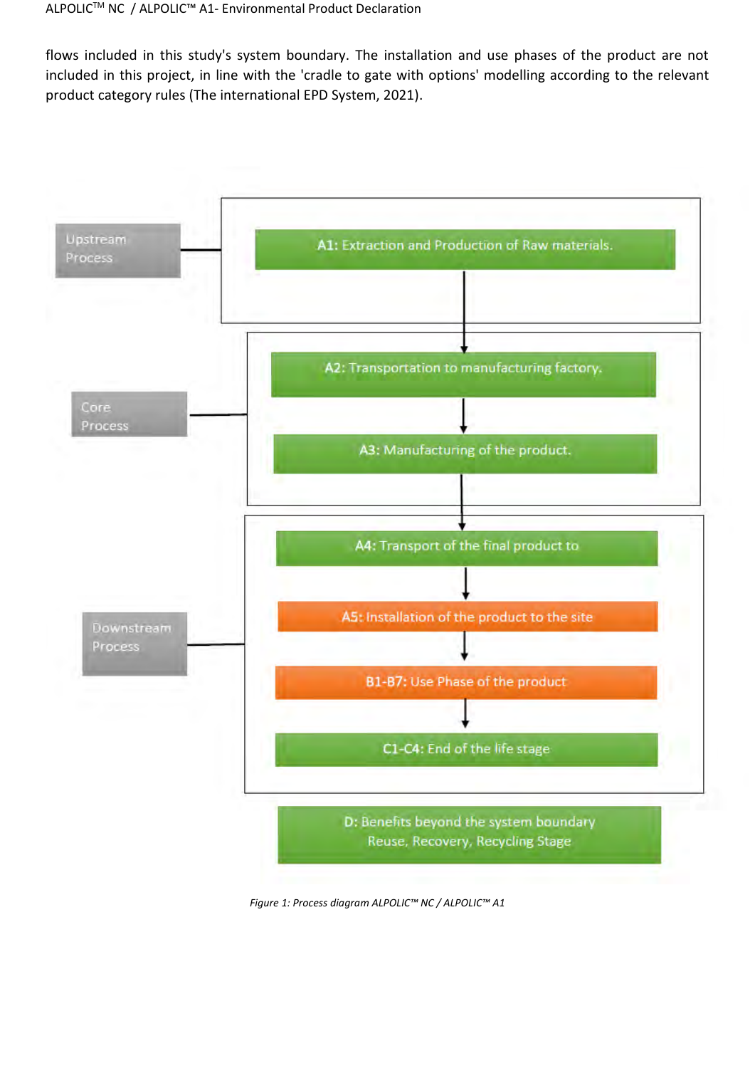flows included in this study's system boundary. The installation and use phases of the product are not included in this project, in line with the 'cradle to gate with options' modelling according to the relevant product category rules (The international EPD System, 2021).

Upstream Process

A1: Extraction and Production of Raw materials.

Core Process

A2: Transportation to manufacturing factory.

A3: Manufacturing of the product.

Downstream Process

A4: Transport of the final product to

A5: Installation of the product to the site

B1-B7: Use Phase of the product

C1-C4: End of the life stage

D: Benefits beyond the system boundary Reuse, Recovery, Recycling Stage

*Figure 1: Process diagram ALPOLIC™ NC / ALPOLIC™ A1*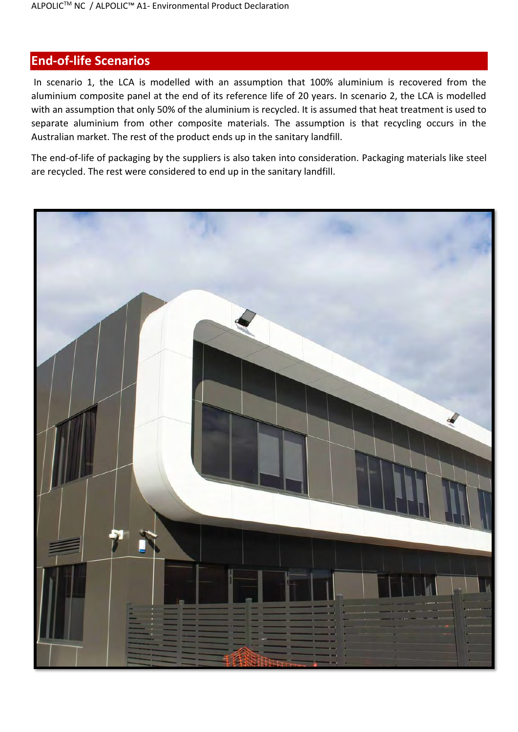## End-of-life Scenarios

In scenario 1, the LCA is modelled with an assumption that 100% aluminium is recovered from the aluminium composite panel at the end of its reference life of 20 years. In scenario 2, the LCA is modelled with an assumption that only 50% of the aluminium is recycled. It is assumed that heat treatment is used to separate aluminium from other composite materials. The assumption is that recycling occurs in the Australian market. The rest of the product ends up in the sanitary landfill.

The end-of-life of packaging by the suppliers is also taken into consideration. Packaging materials like steel are recycled. The rest were considered to end up in the sanitary landfill.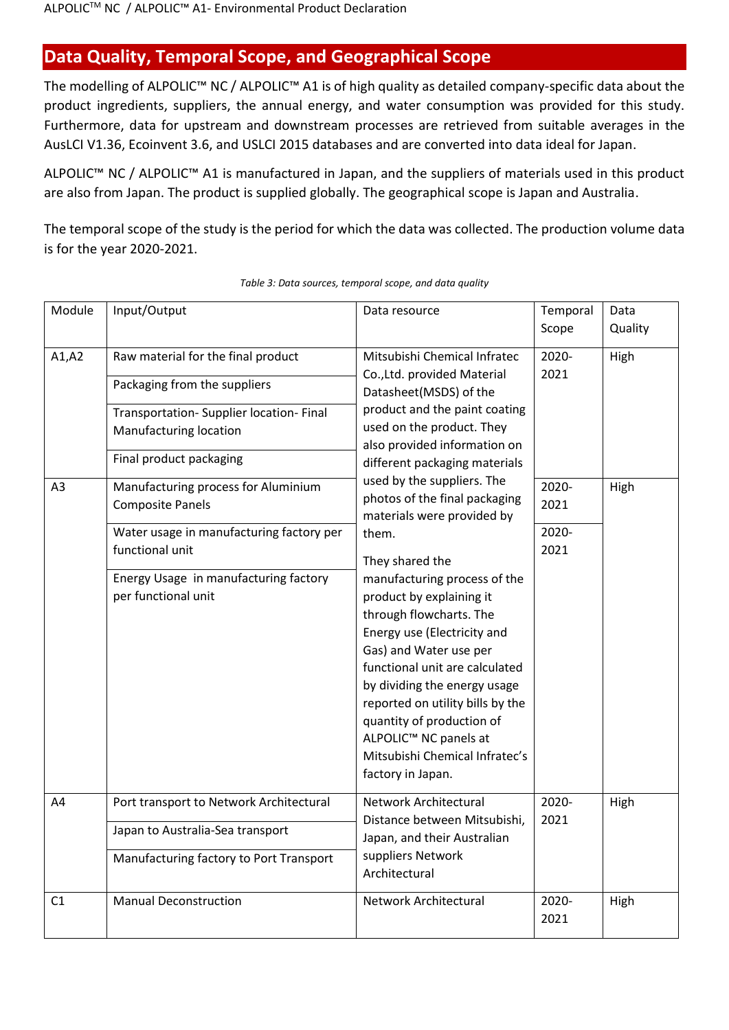## Data Quality, Temporal Scope, and Geographical Scope

The modelling of ALPOLIC™ NC / ALPOLIC™ A1 is of high quality as detailed company-specific data about the product ingredients, suppliers, the annual energy, and water consumption was provided for this study. Furthermore, data for upstream and downstream processes are retrieved from suitable averages in the AusLCI V1.36, Ecoinvent 3.6, and USLCI 2015 databases and are converted into data ideal for Japan.

ALPOLIC™ NC / ALPOLIC™ A1 is manufactured in Japan, and the suppliers of materials used in this product are also from Japan. The product is supplied globally. The geographical scope is Japan and Australia.

The temporal scope of the study is the period for which the data was collected. The production volume data is for the year 2020-2021.

*Table 3: Data sources, temporal scope, and data quality*

| Module | Input/Output | Data resource | Temporal Scope | Data Quality |
|---|---|---|---|---|
| A1,A2 | Raw material for the final product | Mitsubishi Chemical Infratec Co.,Ltd. provided Material Datasheet(MSDS) of the product and the paint coating used on the product. They also provided information on different packaging materials used by the suppliers. The photos of the final packaging materials were provided by them. They shared the manufacturing process of the product by explaining it through flowcharts. The Energy use (Electricity and Gas) and Water use per functional unit are calculated by dividing the energy usage reported on utility bills by the quantity of production of ALPOLIC™ NC panels at Mitsubishi Chemical Infratec's factory in Japan. | 2020-2021 | High |
| | Packaging from the suppliers | | | |
| | Transportation- Supplier location- Final Manufacturing location | | | |
| | Final product packaging | | | |
| A3 | Manufacturing process for Aluminium Composite Panels | | 2020-2021 | High |
| | Water usage in manufacturing factory per functional unit | | 2020-2021 | |
| | Energy Usage in manufacturing factory per functional unit | | | |
| A4 | Port transport to Network Architectural | Network Architectural Distance between Mitsubishi, Japan, and their Australian suppliers Network Architectural | 2020-2021 | High |
| | Japan to Australia-Sea transport | | | |
| | Manufacturing factory to Port Transport | | | |
| C1 | Manual Deconstruction | Network Architectural | 2020-2021 | High |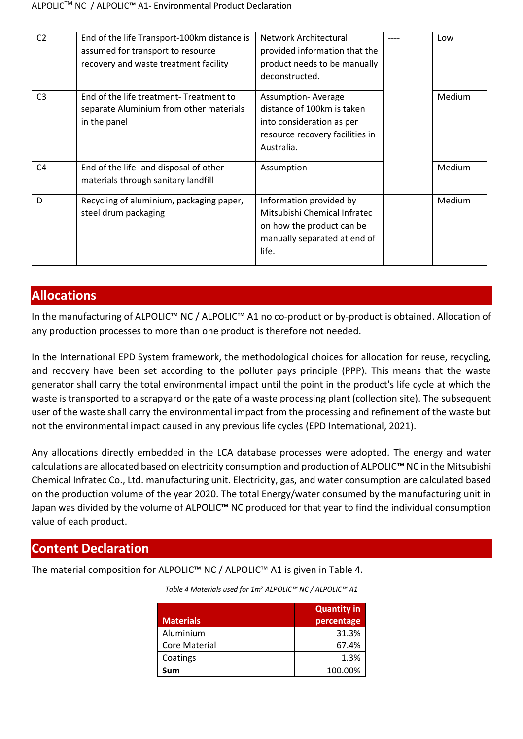| C2 | End of the life Transport-100km distance is assumed for transport to resource recovery and waste treatment facility | Network Architectural provided information that the product needs to be manually deconstructed. | ---- | Low |
|---|---|---|---|---|
| C3 | End of the life treatment- Treatment to separate Aluminium from other materials in the panel | Assumption- Average distance of 100km is taken into consideration as per resource recovery facilities in Australia. | | Medium |
| C4 | End of the life- and disposal of other materials through sanitary landfill | Assumption | | Medium |
| D | Recycling of aluminium, packaging paper, steel drum packaging | Information provided by Mitsubishi Chemical Infratec on how the product can be manually separated at end of life. | | Medium |

## Allocations

In the manufacturing of ALPOLIC™ NC / ALPOLIC™ A1 no co-product or by-product is obtained. Allocation of any production processes to more than one product is therefore not needed.

In the International EPD System framework, the methodological choices for allocation for reuse, recycling, and recovery have been set according to the polluter pays principle (PPP). This means that the waste generator shall carry the total environmental impact until the point in the product's life cycle at which the waste is transported to a scrapyard or the gate of a waste processing plant (collection site). The subsequent user of the waste shall carry the environmental impact from the processing and refinement of the waste but not the environmental impact caused in any previous life cycles (EPD International, 2021).

Any allocations directly embedded in the LCA database processes were adopted. The energy and water calculations are allocated based on electricity consumption and production of ALPOLIC™ NC in the Mitsubishi Chemical Infratec Co., Ltd. manufacturing unit. Electricity, gas, and water consumption are calculated based on the production volume of the year 2020. The total Energy/water consumed by the manufacturing unit in Japan was divided by the volume of ALPOLIC™ NC produced for that year to find the individual consumption value of each product.

## Content Declaration

The material composition for ALPOLIC™ NC / ALPOLIC™ A1 is given in Table 4.

*Table 4 Materials used for 1m² ALPOLIC™ NC / ALPOLIC™ A1*

| Materials | Quantity in percentage |
|---|---|
| Aluminium | 31.3% |
| Core Material | 67.4% |
| Coatings | 1.3% |
| **Sum** | 100.00% |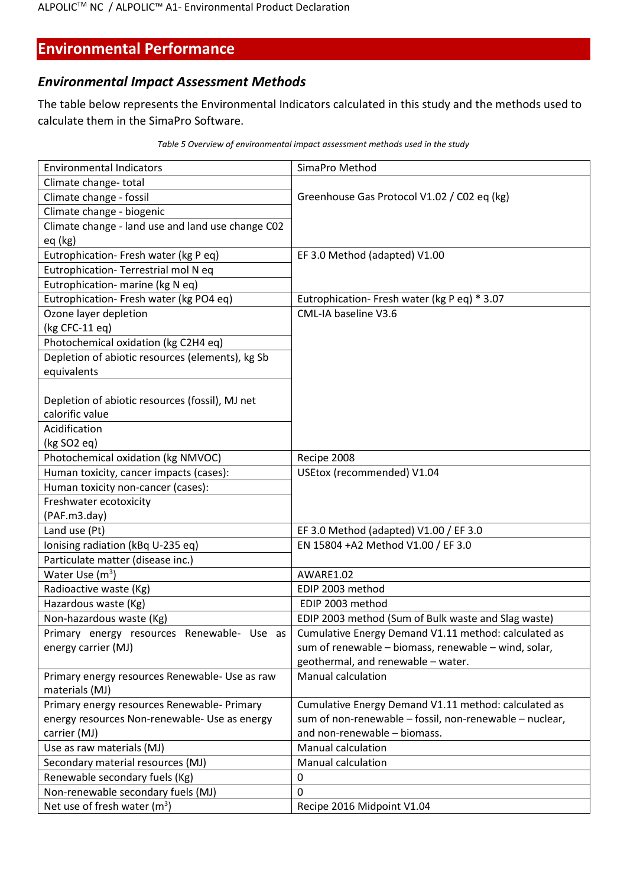## Environmental Performance

### *Environmental Impact Assessment Methods*

The table below represents the Environmental Indicators calculated in this study and the methods used to calculate them in the SimaPro Software.

*Table 5 Overview of environmental impact assessment methods used in the study*

| Environmental Indicators | SimaPro Method |
|---|---|
| Climate change- total | Greenhouse Gas Protocol V1.02 / C02 eq (kg) |
| Climate change - fossil | |
| Climate change - biogenic | |
| Climate change - land use and land use change C02 eq (kg) | |
| Eutrophication- Fresh water (kg P eq) | EF 3.0 Method (adapted) V1.00 |
| Eutrophication- Terrestrial mol N eq | |
| Eutrophication- marine (kg N eq) | |
| Eutrophication- Fresh water (kg PO4 eq) | Eutrophication- Fresh water (kg P eq) * 3.07 |
| Ozone layer depletion (kg CFC-11 eq) | CML-IA baseline V3.6 |
| Photochemical oxidation (kg C2H4 eq) | |
| Depletion of abiotic resources (elements), kg Sb equivalents | |
| Depletion of abiotic resources (fossil), MJ net calorific value | |
| Acidification (kg SO2 eq) | |
| Photochemical oxidation (kg NMVOC) | Recipe 2008 |
| Human toxicity, cancer impacts (cases): | USEtox (recommended) V1.04 |
| Human toxicity non-cancer (cases): | |
| Freshwater ecotoxicity (PAF.m3.day) | |
| Land use (Pt) | EF 3.0 Method (adapted) V1.00 / EF 3.0 |
| Ionising radiation (kBq U-235 eq) | EN 15804 +A2 Method V1.00 / EF 3.0 |
| Particulate matter (disease inc.) | |
| Water Use ($m^3$) | AWARE1.02 |
| Radioactive waste (Kg) | EDIP 2003 method |
| Hazardous waste (Kg) | EDIP 2003 method |
| Non-hazardous waste (Kg) | EDIP 2003 method (Sum of Bulk waste and Slag waste) |
| Primary energy resources Renewable- Use as energy carrier (MJ) | Cumulative Energy Demand V1.11 method: calculated as sum of renewable – biomass, renewable – wind, solar, geothermal, and renewable – water. |
| Primary energy resources Renewable- Use as raw materials (MJ) | Manual calculation |
| Primary energy resources Renewable- Primary energy resources Non-renewable- Use as energy carrier (MJ) | Cumulative Energy Demand V1.11 method: calculated as sum of non-renewable – fossil, non-renewable – nuclear, and non-renewable – biomass. |
| Use as raw materials (MJ) | Manual calculation |
| Secondary material resources (MJ) | Manual calculation |
| Renewable secondary fuels (Kg) | 0 |
| Non-renewable secondary fuels (MJ) | 0 |
| Net use of fresh water ($m^3$) | Recipe 2016 Midpoint V1.04 |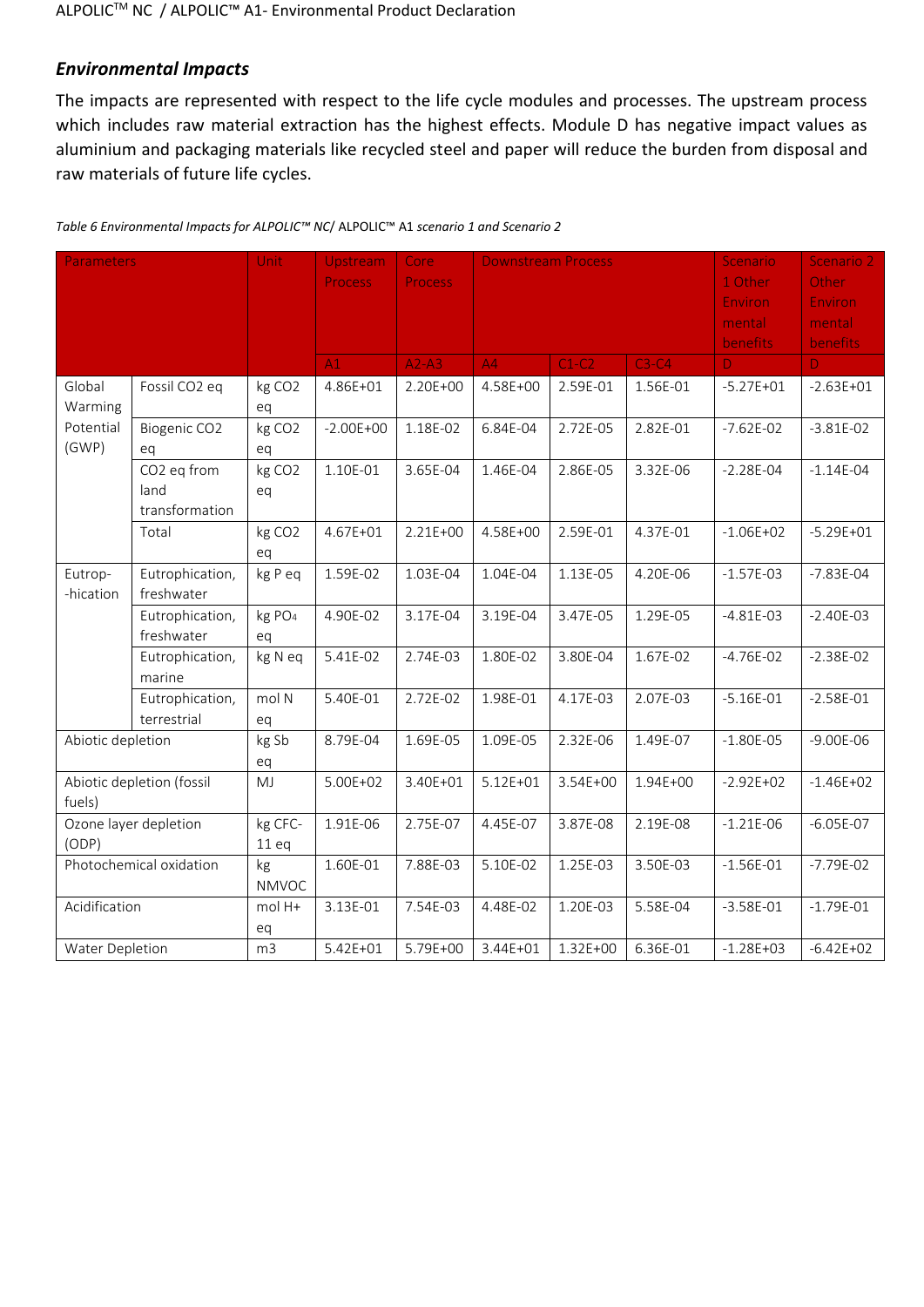### *Environmental Impacts*

The impacts are represented with respect to the life cycle modules and processes. The upstream process which includes raw material extraction has the highest effects. Module D has negative impact values as aluminium and packaging materials like recycled steel and paper will reduce the burden from disposal and raw materials of future life cycles.

*Table 6 Environmental Impacts for ALPOLIC™ NC/* ALPOLIC™ A1 *scenario 1 and Scenario 2*

| Parameters | | Unit | Upstream Process | Core Process | Downstream Process | | | Scenario 1 Other Environmental benefits | Scenario 2 Other Environmental benefits |
|---|---|---|---|---|---|---|---|---|---|
| | | | A1 | A2-A3 | A4 | C1-C2 | C3-C4 | D | D |
| Global Warming Potential (GWP) | Fossil $CO_2$ eq | kg $CO_2$ eq | 4.86E+01 | 2.20E+00 | 4.58E+00 | 2.59E-01 | 1.56E-01 | -5.27E+01 | -2.63E+01 |
| | Biogenic $CO_2$ eq | kg $CO_2$ eq | -2.00E+00 | 1.18E-02 | 6.84E-04 | 2.72E-05 | 2.82E-01 | -7.62E-02 | -3.81E-02 |
| | $CO_2$ eq from land transformation | kg $CO_2$ eq | 1.10E-01 | 3.65E-04 | 1.46E-04 | 2.86E-05 | 3.32E-06 | -2.28E-04 | -1.14E-04 |
| | Total | kg $CO_2$ eq | 4.67E+01 | 2.21E+00 | 4.58E+00 | 2.59E-01 | 4.37E-01 | -1.06E+02 | -5.29E+01 |
| Eutrop-hication | Eutrophication, freshwater | kg P eq | 1.59E-02 | 1.03E-04 | 1.04E-04 | 1.13E-05 | 4.20E-06 | -1.57E-03 | -7.83E-04 |
| | Eutrophication, freshwater | kg $PO_4$ eq | 4.90E-02 | 3.17E-04 | 3.19E-04 | 3.47E-05 | 1.29E-05 | -4.81E-03 | -2.40E-03 |
| | Eutrophication, marine | kg N eq | 5.41E-02 | 2.74E-03 | 1.80E-02 | 3.80E-04 | 1.67E-02 | -4.76E-02 | -2.38E-02 |
| | Eutrophication, terrestrial | mol N eq | 5.40E-01 | 2.72E-02 | 1.98E-01 | 4.17E-03 | 2.07E-03 | -5.16E-01 | -2.58E-01 |
| Abiotic depletion | | kg Sb eq | 8.79E-04 | 1.69E-05 | 1.09E-05 | 2.32E-06 | 1.49E-07 | -1.80E-05 | -9.00E-06 |
| Abiotic depletion (fossil fuels) | | MJ | 5.00E+02 | 3.40E+01 | 5.12E+01 | 3.54E+00 | 1.94E+00 | -2.92E+02 | -1.46E+02 |
| Ozone layer depletion (ODP) | | kg CFC-11 eq | 1.91E-06 | 2.75E-07 | 4.45E-07 | 3.87E-08 | 2.19E-08 | -1.21E-06 | -6.05E-07 |
| Photochemical oxidation | | kg NMVOC | 1.60E-01 | 7.88E-03 | 5.10E-02 | 1.25E-03 | 3.50E-03 | -1.56E-01 | -7.79E-02 |
| Acidification | | mol H+ eq | 3.13E-01 | 7.54E-03 | 4.48E-02 | 1.20E-03 | 5.58E-04 | -3.58E-01 | -1.79E-01 |
| Water Depletion | | m3 | 5.42E+01 | 5.79E+00 | 3.44E+01 | 1.32E+00 | 6.36E-01 | -1.28E+03 | -6.42E+02 |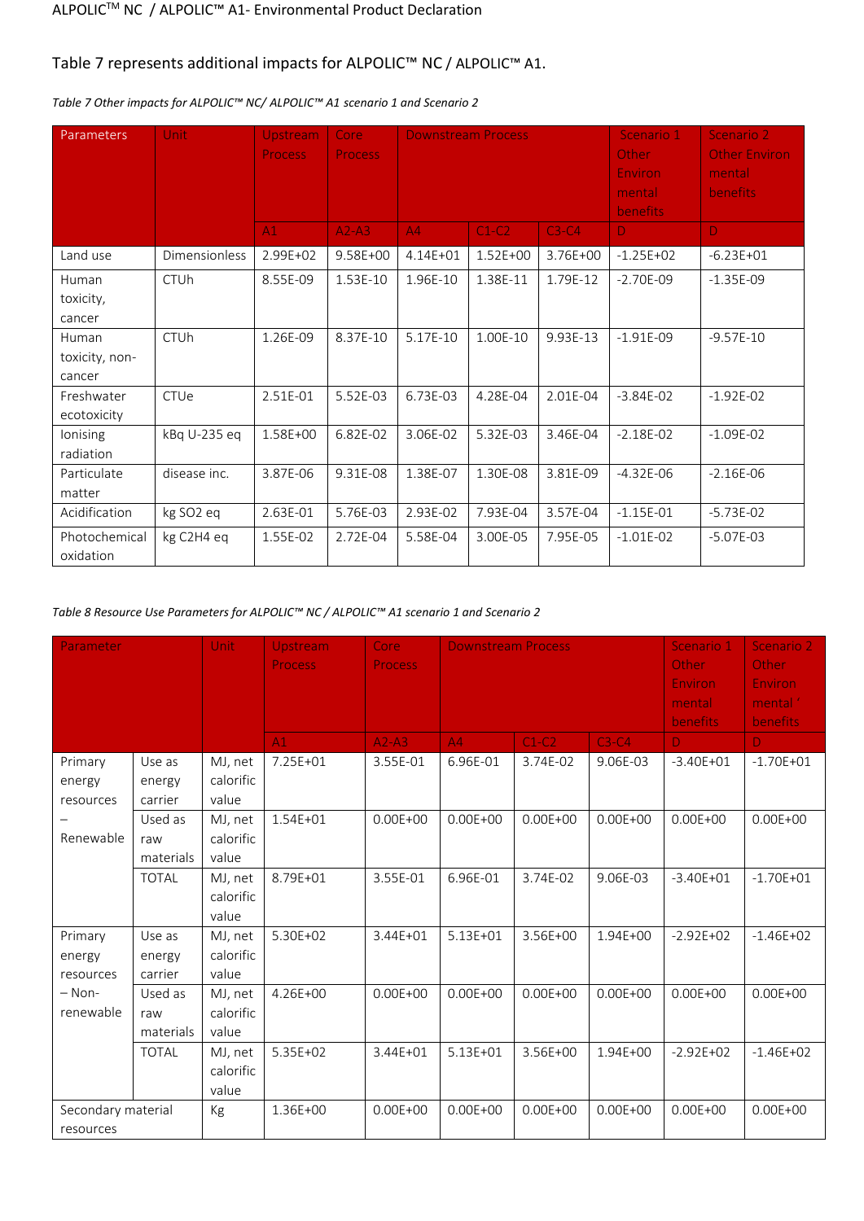Table 7 represents additional impacts for ALPOLIC™ NC / ALPOLIC™ A1.

*Table 7 Other impacts for ALPOLIC™ NC/ ALPOLIC™ A1 scenario 1 and Scenario 2*

| Parameters | Unit | Upstream Process | Core Process | Downstream Process | | | Scenario 1 Other Environ mental benefits | Scenario 2 Other Environ mental benefits |
|---|---|---|---|---|---|---|---|---|
| | | A1 | A2-A3 | A4 | C1-C2 | C3-C4 | D | D |
| Land use | Dimensionless | 2.99E+02 | 9.58E+00 | 4.14E+01 | 1.52E+00 | 3.76E+00 | -1.25E+02 | -6.23E+01 |
| Human toxicity, cancer | CTUh | 8.55E-09 | 1.53E-10 | 1.96E-10 | 1.38E-11 | 1.79E-12 | -2.70E-09 | -1.35E-09 |
| Human toxicity, non-cancer | CTUh | 1.26E-09 | 8.37E-10 | 5.17E-10 | 1.00E-10 | 9.93E-13 | -1.91E-09 | -9.57E-10 |
| Freshwater ecotoxicity | CTUe | 2.51E-01 | 5.52E-03 | 6.73E-03 | 4.28E-04 | 2.01E-04 | -3.84E-02 | -1.92E-02 |
| Ionising radiation | kBq U-235 eq | 1.58E+00 | 6.82E-02 | 3.06E-02 | 5.32E-03 | 3.46E-04 | -2.18E-02 | -1.09E-02 |
| Particulate matter | disease inc. | 3.87E-06 | 9.31E-08 | 1.38E-07 | 1.30E-08 | 3.81E-09 | -4.32E-06 | -2.16E-06 |
| Acidification | kg $SO_2$ eq | 2.63E-01 | 5.76E-03 | 2.93E-02 | 7.93E-04 | 3.57E-04 | -1.15E-01 | -5.73E-02 |
| Photochemical oxidation | kg $C_2H_4$ eq | 1.55E-02 | 2.72E-04 | 5.58E-04 | 3.00E-05 | 7.95E-05 | -1.01E-02 | -5.07E-03 |

*Table 8 Resource Use Parameters for ALPOLIC™ NC / ALPOLIC™ A1 scenario 1 and Scenario 2*

| Parameter | | Unit | Upstream Process | Core Process | Downstream Process | | | Scenario 1 Other Environ mental benefits | Scenario 2 Other Environ mental' benefits |
|---|---|---|---|---|---|---|---|---|---|
| | | | A1 | A2-A3 | A4 | C1-C2 | C3-C4 | D | D |
| Primary energy resources – Renewable | Use as energy carrier | MJ, net calorific value | 7.25E+01 | 3.55E-01 | 6.96E-01 | 3.74E-02 | 9.06E-03 | -3.40E+01 | -1.70E+01 |
| | Used as raw materials | MJ, net calorific value | 1.54E+01 | 0.00E+00 | 0.00E+00 | 0.00E+00 | 0.00E+00 | 0.00E+00 | 0.00E+00 |
| | TOTAL | MJ, net calorific value | 8.79E+01 | 3.55E-01 | 6.96E-01 | 3.74E-02 | 9.06E-03 | -3.40E+01 | -1.70E+01 |
| Primary energy resources – Non-renewable | Use as energy carrier | MJ, net calorific value | 5.30E+02 | 3.44E+01 | 5.13E+01 | 3.56E+00 | 1.94E+00 | -2.92E+02 | -1.46E+02 |
| | Used as raw materials | MJ, net calorific value | 4.26E+00 | 0.00E+00 | 0.00E+00 | 0.00E+00 | 0.00E+00 | 0.00E+00 | 0.00E+00 |
| | TOTAL | MJ, net calorific value | 5.35E+02 | 3.44E+01 | 5.13E+01 | 3.56E+00 | 1.94E+00 | -2.92E+02 | -1.46E+02 |
| Secondary material resources | | Kg | 1.36E+00 | 0.00E+00 | 0.00E+00 | 0.00E+00 | 0.00E+00 | 0.00E+00 | 0.00E+00 |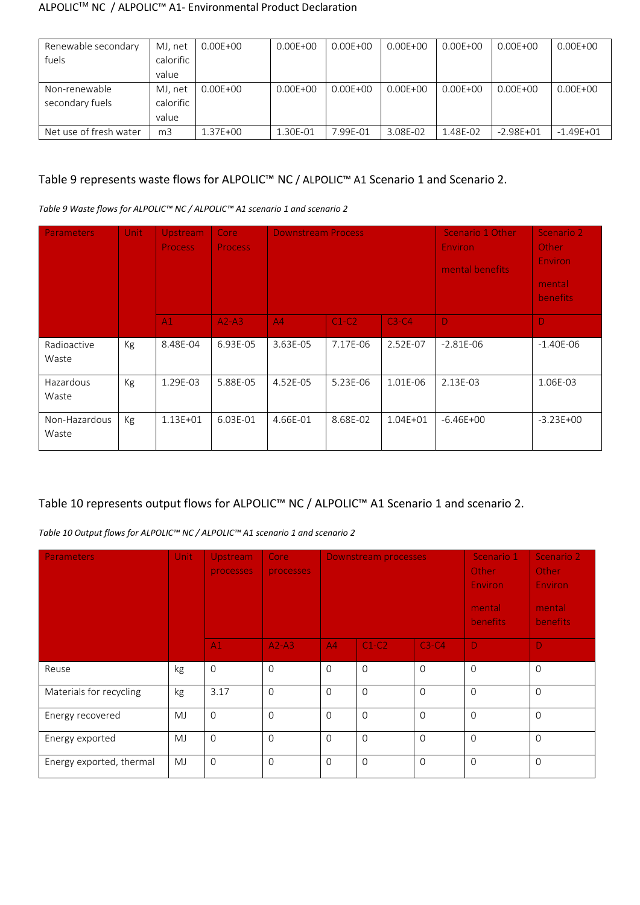| Renewable secondary fuels | MJ, net calorific value | 0.00E+00 | 0.00E+00 | 0.00E+00 | 0.00E+00 | 0.00E+00 | 0.00E+00 | 0.00E+00 |
|---|---|---|---|---|---|---|---|---|
| Non-renewable secondary fuels | MJ, net calorific value | 0.00E+00 | 0.00E+00 | 0.00E+00 | 0.00E+00 | 0.00E+00 | 0.00E+00 | 0.00E+00 |
| Net use of fresh water | m3 | 1.37E+00 | 1.30E-01 | 7.99E-01 | 3.08E-02 | 1.48E-02 | -2.98E+01 | -1.49E+01 |

Table 9 represents waste flows for ALPOLIC™ NC / ALPOLIC™ A1 Scenario 1 and Scenario 2.

*Table 9 Waste flows for ALPOLIC™ NC / ALPOLIC™ A1 scenario 1 and scenario 2*

| Parameters | Unit | Upstream Process | Core Process | Downstream Process | | | Scenario 1 Other Environ mental benefits | Scenario 2 Other Environ mental benefits |
|---|---|---|---|---|---|---|---|---|
| | | A1 | A2-A3 | A4 | C1-C2 | C3-C4 | D | D |
| Radioactive Waste | Kg | 8.48E-04 | 6.93E-05 | 3.63E-05 | 7.17E-06 | 2.52E-07 | -2.81E-06 | -1.40E-06 |
| Hazardous Waste | Kg | 1.29E-03 | 5.88E-05 | 4.52E-05 | 5.23E-06 | 1.01E-06 | 2.13E-03 | 1.06E-03 |
| Non-Hazardous Waste | Kg | 1.13E+01 | 6.03E-01 | 4.66E-01 | 8.68E-02 | 1.04E+01 | -6.46E+00 | -3.23E+00 |

Table 10 represents output flows for ALPOLIC™ NC / ALPOLIC™ A1 Scenario 1 and scenario 2.

*Table 10 Output flows for ALPOLIC™ NC / ALPOLIC™ A1 scenario 1 and scenario 2*

| Parameters | Unit | Upstream processes | Core processes | Downstream processes | | | Scenario 1 Other Environ mental benefits | Scenario 2 Other Environ mental benefits |
|---|---|---|---|---|---|---|---|---|
| | | A1 | A2-A3 | A4 | C1-C2 | C3-C4 | D | D |
| Reuse | kg | 0 | 0 | 0 | 0 | 0 | 0 | 0 |
| Materials for recycling | kg | 3.17 | 0 | 0 | 0 | 0 | 0 | 0 |
| Energy recovered | MJ | 0 | 0 | 0 | 0 | 0 | 0 | 0 |
| Energy exported | MJ | 0 | 0 | 0 | 0 | 0 | 0 | 0 |
| Energy exported, thermal | MJ | 0 | 0 | 0 | 0 | 0 | 0 | 0 |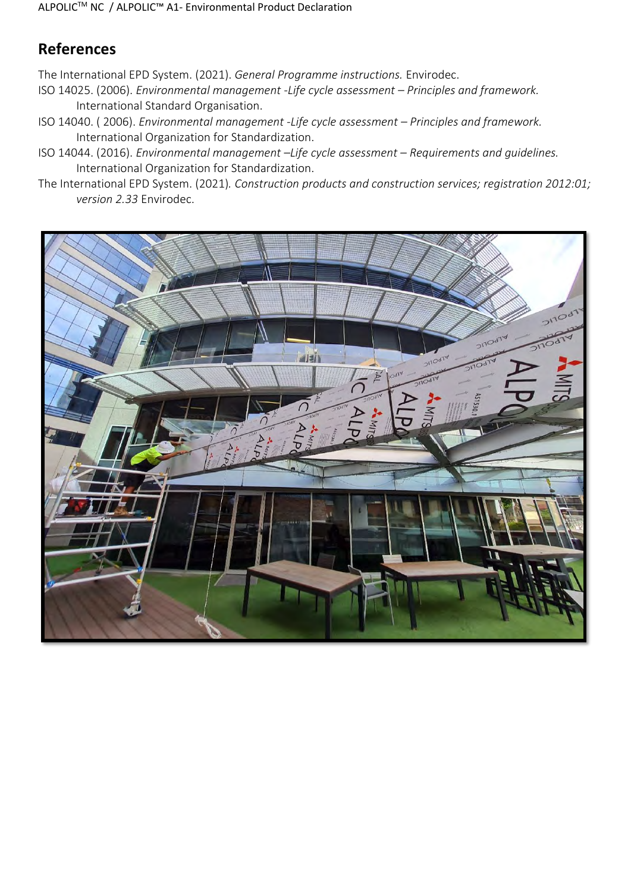## References

The International EPD System. (2021). *General Programme instructions.* Envirodec.

ISO 14025. (2006). *Environmental management -Life cycle assessment – Principles and framework.* International Standard Organisation.

ISO 14040. ( 2006). *Environmental management -Life cycle assessment – Principles and framework.* International Organization for Standardization.

ISO 14044. (2016). *Environmental management –Life cycle assessment – Requirements and guidelines.* International Organization for Standardization.

The International EPD System. (2021). *Construction products and construction services; registration 2012:01; version 2.33* Envirodec.